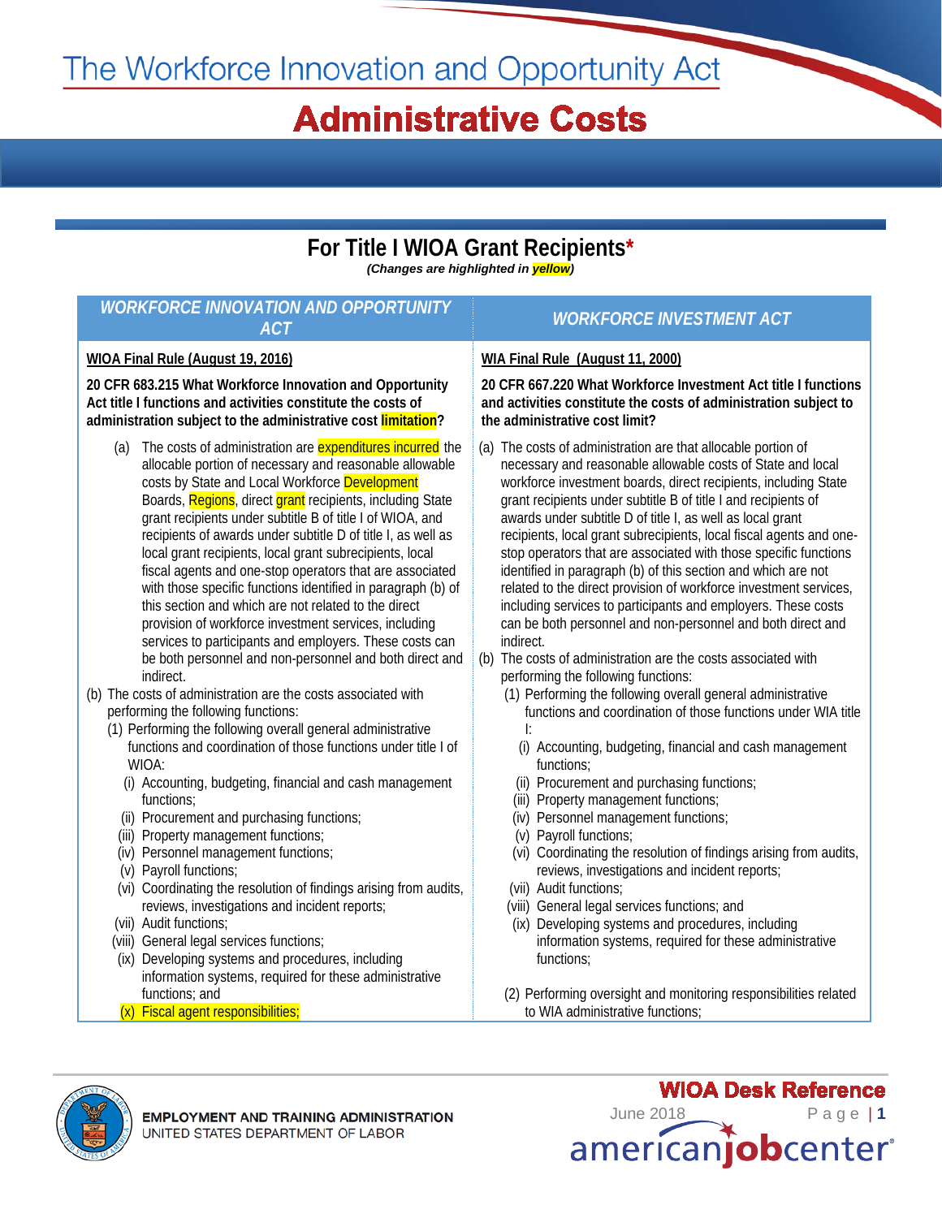# The Workforce Innovation and Opportunity Act

# Administrative Costs

## For Title I WIOA Grant Recipients*

*(Changes are highlighted in yellow)*

| WORKFORCE INNOVATION AND OPPORTUNITY ACT | WORKFORCE INVESTMENT ACT |
|---|---|
| **WIOA Final Rule (August 19, 2016)** | **WIA Final Rule (August 11, 2000)** |
| **20 CFR 683.215 What Workforce Innovation and Opportunity Act title I functions and activities constitute the costs of administration subject to the administrative cost limitation?** | **20 CFR 667.220 What Workforce Investment Act title I functions and activities constitute the costs of administration subject to the administrative cost limit?** |
| (a) The costs of administration are expenditures incurred the allocable portion of necessary and reasonable allowable costs by State and Local Workforce Development Boards, Regions, direct grant recipients, including State grant recipients under subtitle B of title I of WIOA, and recipients of awards under subtitle D of title I, as well as local grant recipients, local grant subrecipients, local fiscal agents and one-stop operators that are associated with those specific functions identified in paragraph (b) of this section and which are not related to the direct provision of workforce investment services, including services to participants and employers. These costs can be both personnel and non-personnel and both direct and indirect.<br>(b) The costs of administration are the costs associated with performing the following functions:<br>(1) Performing the following overall general administrative functions and coordination of those functions under title I of WIOA:<br>(i) Accounting, budgeting, financial and cash management functions;<br>(ii) Procurement and purchasing functions;<br>(iii) Property management functions;<br>(iv) Personnel management functions;<br>(v) Payroll functions;<br>(vi) Coordinating the resolution of findings arising from audits, reviews, investigations and incident reports;<br>(vii) Audit functions;<br>(viii) General legal services functions;<br>(ix) Developing systems and procedures, including information systems, required for these administrative functions; and<br>(x) Fiscal agent responsibilities; | (a) The costs of administration are that allocable portion of necessary and reasonable allowable costs of State and local workforce investment boards, direct recipients, including State grant recipients under subtitle B of title I and recipients of awards under subtitle D of title I, as well as local grant recipients, local grant subrecipients, local fiscal agents and one-stop operators that are associated with those specific functions identified in paragraph (b) of this section and which are not related to the direct provision of workforce investment services, including services to participants and employers. These costs can be both personnel and non-personnel and both direct and indirect.<br>(b) The costs of administration are the costs associated with performing the following functions:<br>(1) Performing the following overall general administrative functions and coordination of those functions under WIA title I:<br>(i) Accounting, budgeting, financial and cash management functions;<br>(ii) Procurement and purchasing functions;<br>(iii) Property management functions;<br>(iv) Personnel management functions;<br>(v) Payroll functions;<br>(vi) Coordinating the resolution of findings arising from audits, reviews, investigations and incident reports;<br>(vii) Audit functions;<br>(viii) General legal services functions; and<br>(ix) Developing systems and procedures, including information systems, required for these administrative functions;<br>(2) Performing oversight and monitoring responsibilities related to WIA administrative functions; |

EMPLOYMENT AND TRAINING ADMINISTRATION
UNITED STATES DEPARTMENT OF LABOR

WIOA Desk Reference
June 2018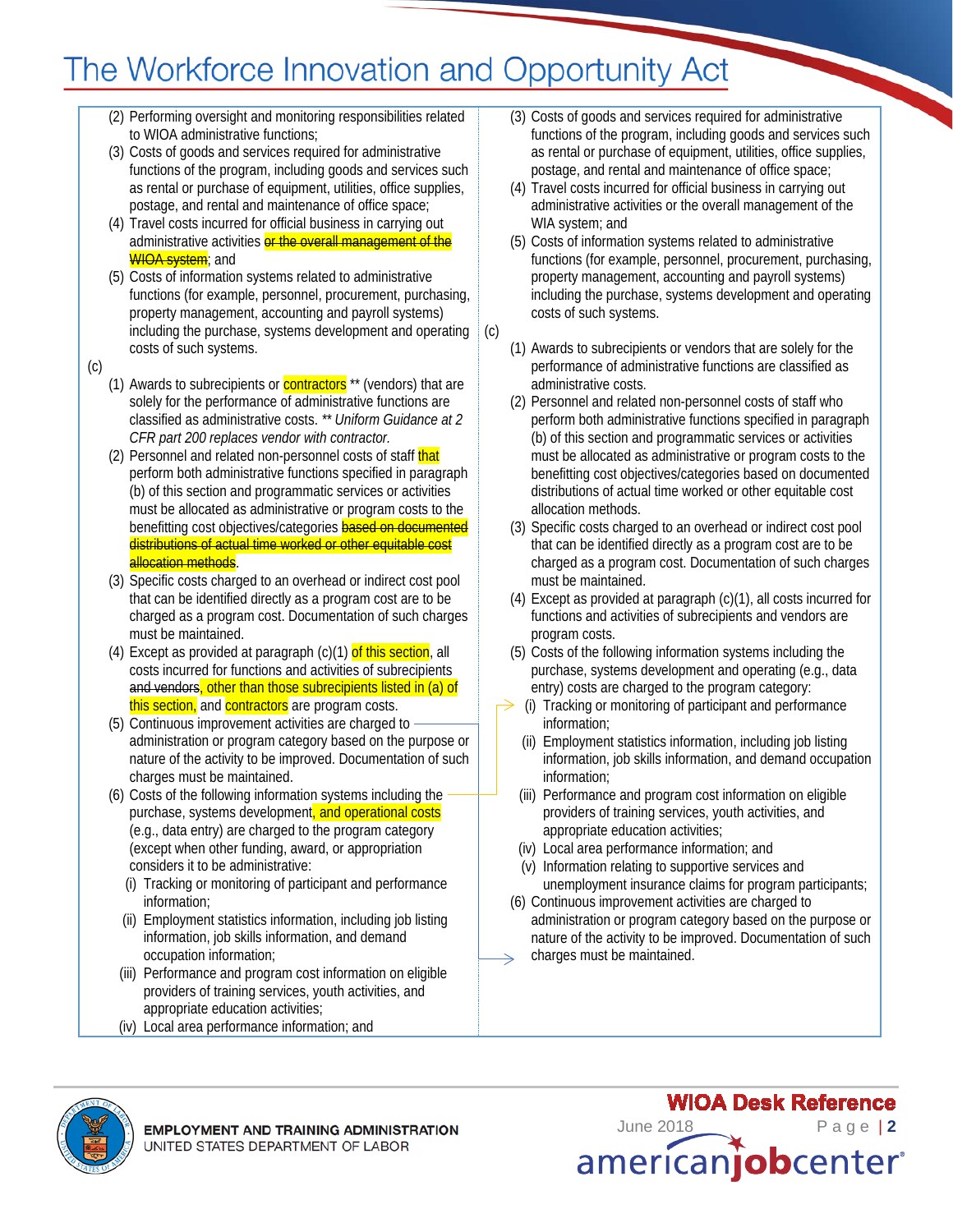# The Workforce Innovation and Opportunity Act

(2) Performing oversight and monitoring responsibilities related to WIOA administrative functions;

(3) Costs of goods and services required for administrative functions of the program, including goods and services such as rental or purchase of equipment, utilities, office supplies, postage, and rental and maintenance of office space;

(4) Travel costs incurred for official business in carrying out administrative activities ~~or the overall management of the WIOA system~~; and

(5) Costs of information systems related to administrative functions (for example, personnel, procurement, purchasing, property management, accounting and payroll systems) including the purchase, systems development and operating costs of such systems.

(c)

(1) Awards to subrecipients or contractors ** (vendors) that are solely for the performance of administrative functions are classified as administrative costs. *** Uniform Guidance at 2 CFR part 200 replaces vendor with contractor.*

(2) Personnel and related non-personnel costs of staff that perform both administrative functions specified in paragraph (b) of this section and programmatic services or activities must be allocated as administrative or program costs to the benefitting cost objectives/categories ~~based on documented distributions of actual time worked or other equitable cost allocation methods~~.

(3) Specific costs charged to an overhead or indirect cost pool that can be identified directly as a program cost are to be charged as a program cost. Documentation of such charges must be maintained.

(4) Except as provided at paragraph (c)(1) of this section, all costs incurred for functions and activities of subrecipients ~~and vendors~~, other than those subrecipients listed in (a) of this section, and contractors are program costs.

(5) Continuous improvement activities are charged to administration or program category based on the purpose or nature of the activity to be improved. Documentation of such charges must be maintained.

(6) Costs of the following information systems including the purchase, systems development, and operational costs (e.g., data entry) are charged to the program category (except when other funding, award, or appropriation considers it to be administrative:

- (i) Tracking or monitoring of participant and performance information;
- (ii) Employment statistics information, including job listing information, job skills information, and demand occupation information;
- (iii) Performance and program cost information on eligible providers of training services, youth activities, and appropriate education activities;
- (iv) Local area performance information; and

---

(3) Costs of goods and services required for administrative functions of the program, including goods and services such as rental or purchase of equipment, utilities, office supplies, postage, and rental and maintenance of office space;

(4) Travel costs incurred for official business in carrying out administrative activities or the overall management of the WIA system; and

(5) Costs of information systems related to administrative functions (for example, personnel, procurement, purchasing, property management, accounting and payroll systems) including the purchase, systems development and operating costs of such systems.

(c)

(1) Awards to subrecipients or vendors that are solely for the performance of administrative functions are classified as administrative costs.

(2) Personnel and related non-personnel costs of staff who perform both administrative functions specified in paragraph (b) of this section and programmatic services or activities must be allocated as administrative or program costs to the benefitting cost objectives/categories based on documented distributions of actual time worked or other equitable cost allocation methods.

(3) Specific costs charged to an overhead or indirect cost pool that can be identified directly as a program cost are to be charged as a program cost. Documentation of such charges must be maintained.

(4) Except as provided at paragraph (c)(1), all costs incurred for functions and activities of subrecipients and vendors are program costs.

(5) Costs of the following information systems including the purchase, systems development and operating (e.g., data entry) costs are charged to the program category:

- (i) Tracking or monitoring of participant and performance information;
- (ii) Employment statistics information, including job listing information, job skills information, and demand occupation information;
- (iii) Performance and program cost information on eligible providers of training services, youth activities, and appropriate education activities;
- (iv) Local area performance information; and
- (v) Information relating to supportive services and unemployment insurance claims for program participants;

(6) Continuous improvement activities are charged to administration or program category based on the purpose or nature of the activity to be improved. Documentation of such charges must be maintained.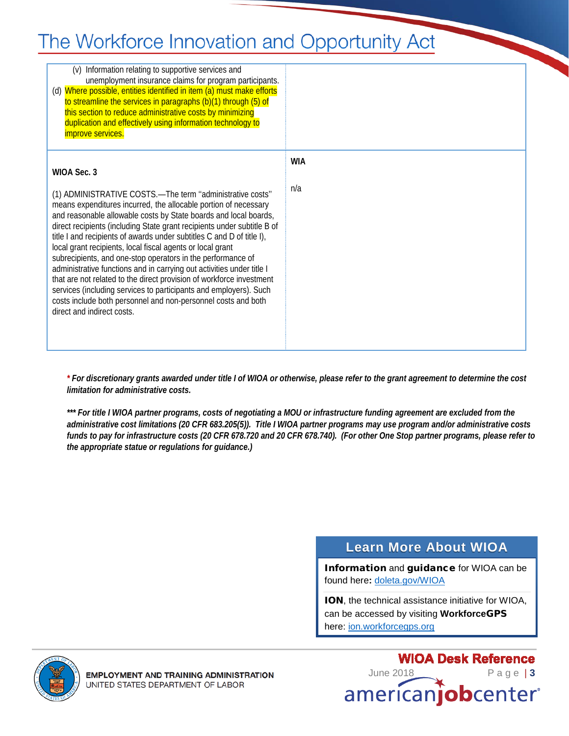| | |
|---|---|
| (v) Information relating to supportive services and unemployment insurance claims for program participants.<br>(d) Where possible, entities identified in item (a) must make efforts to streamline the services in paragraphs (b)(1) through (5) of this section to reduce administrative costs by minimizing duplication and effectively using information technology to improve services. | |
| **WIOA Sec. 3**<br><br>(1) ADMINISTRATIVE COSTS.—The term ''administrative costs'' means expenditures incurred, the allocable portion of necessary and reasonable allowable costs by State boards and local boards, direct recipients (including State grant recipients under subtitle B of title I and recipients of awards under subtitles C and D of title I), local grant recipients, local fiscal agents or local grant subrecipients, and one-stop operators in the performance of administrative functions and in carrying out activities under title I that are not related to the direct provision of workforce investment services (including services to participants and employers). Such costs include both personnel and non-personnel costs and both direct and indirect costs. | **WIA**<br><br>n/a |

***** For discretionary grants awarded under title I of WIOA or otherwise, please refer to the grant agreement to determine the cost limitation for administrative costs.***

****** For title I WIOA partner programs, costs of negotiating a MOU or infrastructure funding agreement are excluded from the administrative cost limitations (20 CFR 683.205(5)). Title I WIOA partner programs may use program and/or administrative costs funds to pay for infrastructure costs (20 CFR 678.720 and 20 CFR 678.740). (For other One Stop partner programs, please refer to the appropriate statue or regulations for guidance.)***

## Learn More About WIOA

**Information** and **guidance** for WIOA can be found here**:** doleta.gov/WIOA

**ION**, the technical assistance initiative for WIOA, can be accessed by visiting **WorkforceGPS** here: ion.workforcegps.org